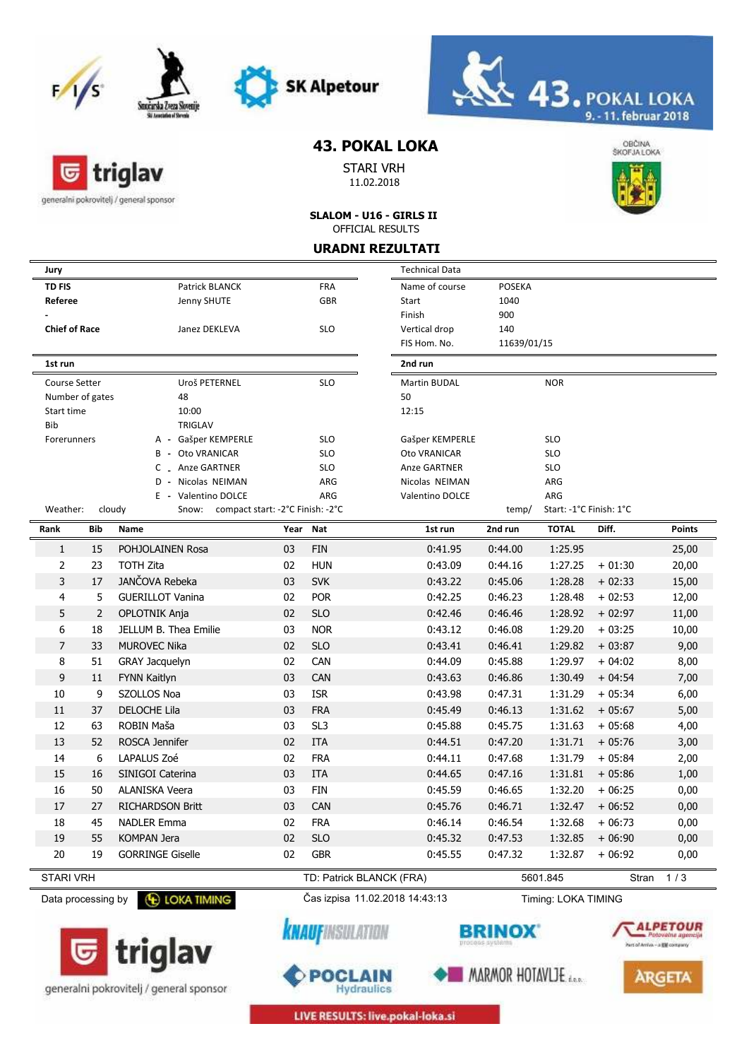# 43. POKAL LOKA

STARI VRH
11.02.2018

**SLALOM - U16 - GIRLS II**
OFFICIAL RESULTS

## URADNI REZULTATI

| Jury | | | Technical Data | |
|---|---|---|---|---|
| **TD FIS** | Patrick BLANCK | FRA | Name of course | POSEKA |
| **Referee** | Jenny SHUTE | GBR | Start | 1040 |
| - | | | Finish | 900 |
| **Chief of Race** | Janez DEKLEVA | SLO | Vertical drop | 140 |
| | | | FIS Hom. No. | 11639/01/15 |

| | 1st run | | 2nd run | |
|---|---|---|---|---|
| Course Setter | Uroš PETERNEL | SLO | Martin BUDAL | NOR |
| Number of gates | 48 | | 50 | |
| Start time | 10:00 | | 12:15 | |
| Bib | TRIGLAV | | | |
| Forerunners | A - Gašper KEMPERLE | SLO | Gašper KEMPERLE | SLO |
| | B - Oto VRANICAR | SLO | Oto VRANICAR | SLO |
| | C - Anze GARTNER | SLO | Anze GARTNER | SLO |
| | D - Nicolas NEIMAN | ARG | Nicolas NEIMAN | ARG |
| | E - Valentino DOLCE | ARG | Valentino DOLCE | ARG |

Weather: cloudy    Snow: compact start: -2°C Finish: -2°C    temp/ Start: -1°C Finish: 1°C

| Rank | Bib | Name | Year | Nat | 1st run | 2nd run | TOTAL | Diff. | Points |
|---|---|---|---|---|---|---|---|---|---|
| 1 | 15 | POHJOLAINEN Rosa | 03 | FIN | 0:41.95 | 0:44.00 | 1:25.95 | | 25,00 |
| 2 | 23 | TOTH Zita | 02 | HUN | 0:43.09 | 0:44.16 | 1:27.25 | + 01:30 | 20,00 |
| 3 | 17 | JANČOVA Rebeka | 03 | SVK | 0:43.22 | 0:45.06 | 1:28.28 | + 02:33 | 15,00 |
| 4 | 5 | GUERILLOT Vanina | 02 | POR | 0:42.25 | 0:46.23 | 1:28.48 | + 02:53 | 12,00 |
| 5 | 2 | OPLOTNIK Anja | 02 | SLO | 0:42.46 | 0:46.46 | 1:28.92 | + 02:97 | 11,00 |
| 6 | 18 | JELLUM B. Thea Emilie | 03 | NOR | 0:43.12 | 0:46.08 | 1:29.20 | + 03:25 | 10,00 |
| 7 | 33 | MUROVEC Nika | 02 | SLO | 0:43.41 | 0:46.41 | 1:29.82 | + 03:87 | 9,00 |
| 8 | 51 | GRAY Jacquelyn | 02 | CAN | 0:44.09 | 0:45.88 | 1:29.97 | + 04:02 | 8,00 |
| 9 | 11 | FYNN Kaitlyn | 03 | CAN | 0:43.63 | 0:46.86 | 1:30.49 | + 04:54 | 7,00 |
| 10 | 9 | SZOLLOS Noa | 03 | ISR | 0:43.98 | 0:47.31 | 1:31.29 | + 05:34 | 6,00 |
| 11 | 37 | DELOCHE Lila | 03 | FRA | 0:45.49 | 0:46.13 | 1:31.62 | + 05:67 | 5,00 |
| 12 | 63 | ROBIN Maša | 03 | SL3 | 0:45.88 | 0:45.75 | 1:31.63 | + 05:68 | 4,00 |
| 13 | 52 | ROSCA Jennifer | 02 | ITA | 0:44.51 | 0:47.20 | 1:31.71 | + 05:76 | 3,00 |
| 14 | 6 | LAPALUS Zoé | 02 | FRA | 0:44.11 | 0:47.68 | 1:31.79 | + 05:84 | 2,00 |
| 15 | 16 | SINIGOI Caterina | 03 | ITA | 0:44.65 | 0:47.16 | 1:31.81 | + 05:86 | 1,00 |
| 16 | 50 | ALANISKA Veera | 03 | FIN | 0:45.59 | 0:46.65 | 1:32.20 | + 06:25 | 0,00 |
| 17 | 27 | RICHARDSON Britt | 03 | CAN | 0:45.76 | 0:46.71 | 1:32.47 | + 06:52 | 0,00 |
| 18 | 45 | NADLER Emma | 02 | FRA | 0:46.14 | 0:46.54 | 1:32.68 | + 06:73 | 0,00 |
| 19 | 55 | KOMPAN Jera | 02 | SLO | 0:45.32 | 0:47.53 | 1:32.85 | + 06:90 | 0,00 |
| 20 | 19 | GORRINGE Giselle | 02 | GBR | 0:45.55 | 0:47.32 | 1:32.87 | + 06:92 | 0,00 |

STARI VRH    TD: Patrick BLANCK (FRA)    5601.845

Data processing by LOKA TIMING    Čas izpisa 11.02.2018 14:43:13    Timing: LOKA TIMING

LIVE RESULTS: live.pokal-loka.si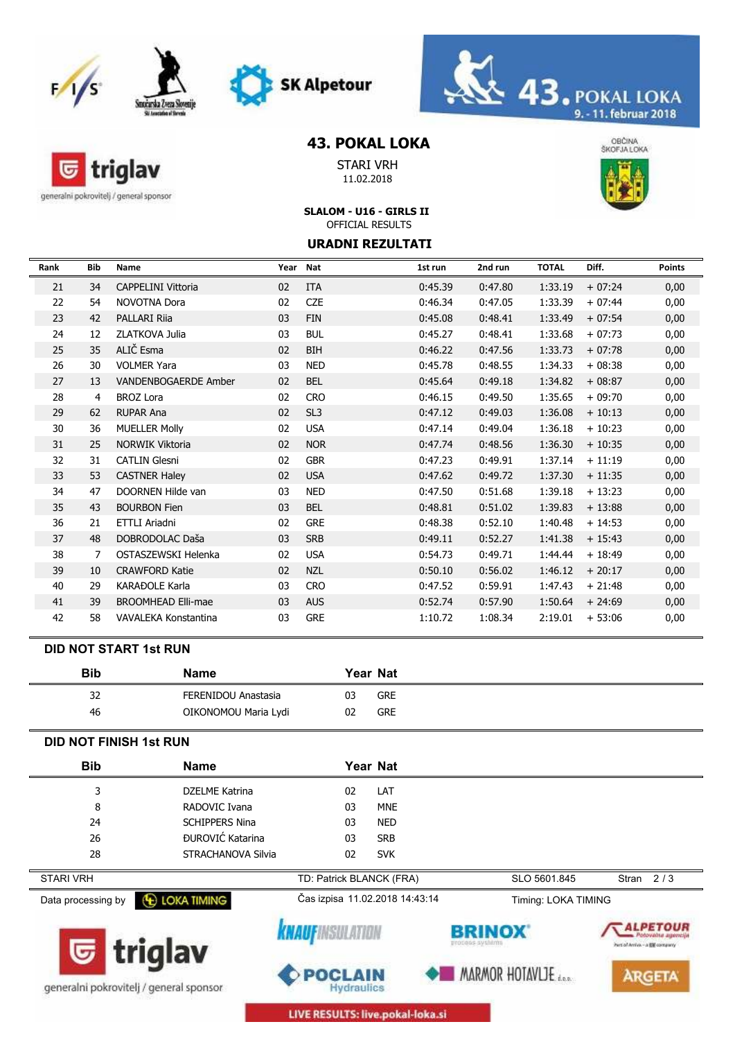# 43. POKAL LOKA

STARI VRH

11.02.2018

**SLALOM - U16 - GIRLS II**

OFFICIAL RESULTS

## URADNI REZULTATI

| Rank | Bib | Name | Year | Nat | 1st run | 2nd run | TOTAL | Diff. | Points |
|---|---|---|---|---|---|---|---|---|---|
| 21 | 34 | CAPPELINI Vittoria | 02 | ITA | 0:45.39 | 0:47.80 | 1:33.19 | + 07:24 | 0,00 |
| 22 | 54 | NOVOTNA Dora | 02 | CZE | 0:46.34 | 0:47.05 | 1:33.39 | + 07:44 | 0,00 |
| 23 | 42 | PALLARI Riia | 03 | FIN | 0:45.08 | 0:48.41 | 1:33.49 | + 07:54 | 0,00 |
| 24 | 12 | ZLATKOVA Julia | 03 | BUL | 0:45.27 | 0:48.41 | 1:33.68 | + 07:73 | 0,00 |
| 25 | 35 | ALIČ Esma | 02 | BIH | 0:46.22 | 0:47.56 | 1:33.73 | + 07:78 | 0,00 |
| 26 | 30 | VOLMER Yara | 03 | NED | 0:45.78 | 0:48.55 | 1:34.33 | + 08:38 | 0,00 |
| 27 | 13 | VANDENBOGAERDE Amber | 02 | BEL | 0:45.64 | 0:49.18 | 1:34.82 | + 08:87 | 0,00 |
| 28 | 4 | BROZ Lora | 02 | CRO | 0:46.15 | 0:49.50 | 1:35.65 | + 09:70 | 0,00 |
| 29 | 62 | RUPAR Ana | 02 | SL3 | 0:47.12 | 0:49.03 | 1:36.08 | + 10:13 | 0,00 |
| 30 | 36 | MUELLER Molly | 02 | USA | 0:47.14 | 0:49.04 | 1:36.18 | + 10:23 | 0,00 |
| 31 | 25 | NORWIK Viktoria | 02 | NOR | 0:47.74 | 0:48.56 | 1:36.30 | + 10:35 | 0,00 |
| 32 | 31 | CATLIN Glesni | 02 | GBR | 0:47.23 | 0:49.91 | 1:37.14 | + 11:19 | 0,00 |
| 33 | 53 | CASTNER Haley | 02 | USA | 0:47.62 | 0:49.72 | 1:37.30 | + 11:35 | 0,00 |
| 34 | 47 | DOORNEN Hilde van | 03 | NED | 0:47.50 | 0:51.68 | 1:39.18 | + 13:23 | 0,00 |
| 35 | 43 | BOURBON Fien | 03 | BEL | 0:48.81 | 0:51.02 | 1:39.83 | + 13:88 | 0,00 |
| 36 | 21 | ETTLI Ariadni | 02 | GRE | 0:48.38 | 0:52.10 | 1:40.48 | + 14:53 | 0,00 |
| 37 | 48 | DOBRODOLAC Daša | 03 | SRB | 0:49.11 | 0:52.27 | 1:41.38 | + 15:43 | 0,00 |
| 38 | 7 | OSTASZEWSKI Helenka | 02 | USA | 0:54.73 | 0:49.71 | 1:44.44 | + 18:49 | 0,00 |
| 39 | 10 | CRAWFORD Katie | 02 | NZL | 0:50.10 | 0:56.02 | 1:46.12 | + 20:17 | 0,00 |
| 40 | 29 | KARAĐOLE Karla | 03 | CRO | 0:47.52 | 0:59.91 | 1:47.43 | + 21:48 | 0,00 |
| 41 | 39 | BROOMHEAD Elli-mae | 03 | AUS | 0:52.74 | 0:57.90 | 1:50.64 | + 24:69 | 0,00 |
| 42 | 58 | VAVALEKA Konstantina | 03 | GRE | 1:10.72 | 1:08.34 | 2:19.01 | + 53:06 | 0,00 |

### DID NOT START 1st RUN

| Bib | Name | Year | Nat |
|---|---|---|---|
| 32 | FERENIDOU Anastasia | 03 | GRE |
| 46 | OIKONOMOU Maria Lydi | 02 | GRE |

### DID NOT FINISH 1st RUN

| Bib | Name | Year | Nat |
|---|---|---|---|
| 3 | DZELME Katrina | 02 | LAT |
| 8 | RADOVIC Ivana | 03 | MNE |
| 24 | SCHIPPERS Nina | 03 | NED |
| 26 | ĐUROVIĆ Katarina | 03 | SRB |
| 28 | STRACHANOVA Silvia | 02 | SVK |

STARI VRH | TD: Patrick BLANCK (FRA) | SLO 5601.845

Data processing by LOKA TIMING | Čas izpisa 11.02.2018 14:43:14 | Timing: LOKA TIMING

LIVE RESULTS: live.pokal-loka.si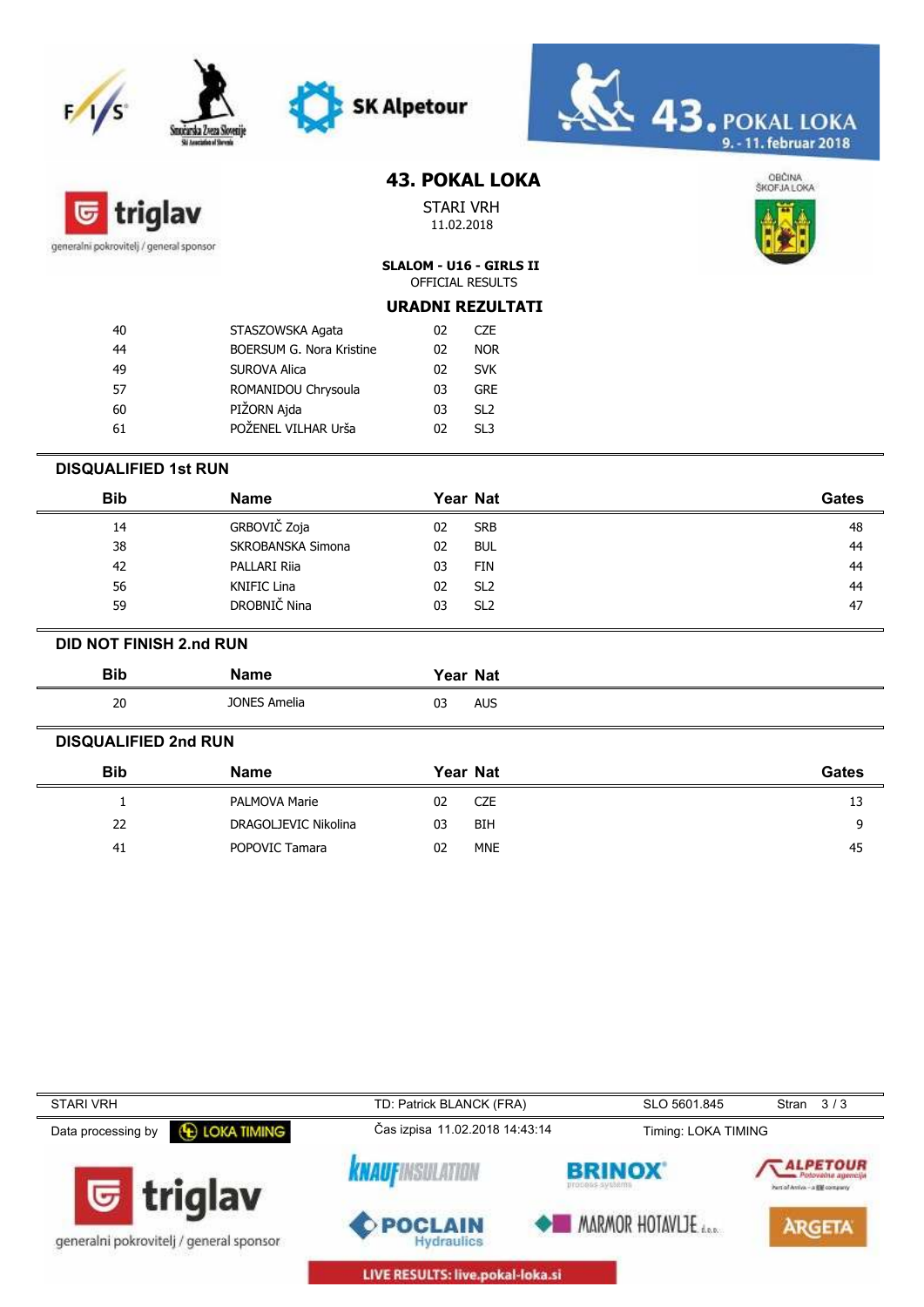# 43. POKAL LOKA

STARI VRH

11.02.2018

**SLALOM - U16 - GIRLS II**

OFFICIAL RESULTS

**URADNI REZULTATI**

| | | | |
|---|---|---|---|
| 40 | STASZOWSKA Agata | 02 | CZE |
| 44 | BOERSUM G. Nora Kristine | 02 | NOR |
| 49 | SUROVA Alica | 02 | SVK |
| 57 | ROMANIDOU Chrysoula | 03 | GRE |
| 60 | PIŽORN Ajda | 03 | SL2 |
| 61 | POŽENEL VILHAR Urša | 02 | SL3 |

## DISQUALIFIED 1st RUN

| Bib | Name | Year | Nat | Gates |
|---|---|---|---|---|
| 14 | GRBOVIČ Zoja | 02 | SRB | 48 |
| 38 | SKROBANSKA Simona | 02 | BUL | 44 |
| 42 | PALLARI Riia | 03 | FIN | 44 |
| 56 | KNIFIC Lina | 02 | SL2 | 44 |
| 59 | DROBNIČ Nina | 03 | SL2 | 47 |

## DID NOT FINISH 2.nd RUN

| Bib | Name | Year | Nat |
|---|---|---|---|
| 20 | JONES Amelia | 03 | AUS |

## DISQUALIFIED 2nd RUN

| Bib | Name | Year | Nat | Gates |
|---|---|---|---|---|
| 1 | PALMOVA Marie | 02 | CZE | 13 |
| 22 | DRAGOLJEVIC Nikolina | 03 | BIH | 9 |
| 41 | POPOVIC Tamara | 02 | MNE | 45 |

STARI VRH | TD: Patrick BLANCK (FRA) | SLO 5601.845

Data processing by LOKA TIMING | Čas izpisa 11.02.2018 14:43:14 | Timing: LOKA TIMING

LIVE RESULTS: live.pokal-loka.si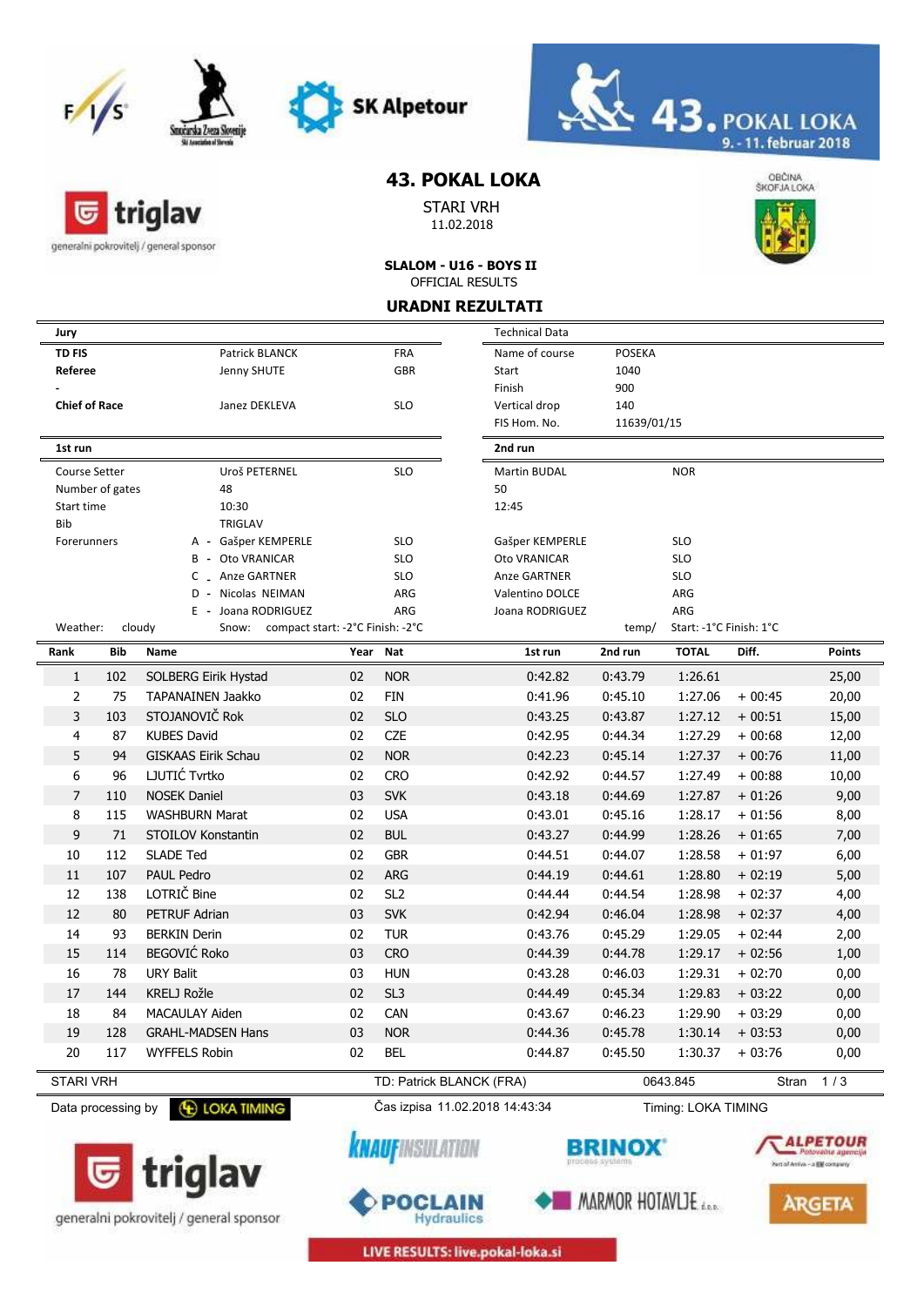# 43. POKAL LOKA

STARI VRH

11.02.2018

**SLALOM - U16 - BOYS II**

OFFICIAL RESULTS

## URADNI REZULTATI

| Jury | | | Technical Data | |
|---|---|---|---|---|
| **TD FIS** | Patrick BLANCK | FRA | Name of course | POSEKA |
| **Referee** | Jenny SHUTE | GBR | Start | 1040 |
| - | | | Finish | 900 |
| **Chief of Race** | Janez DEKLEVA | SLO | Vertical drop | 140 |
| | | | FIS Hom. No. | 11639/01/15 |

| | 1st run | | 2nd run | |
|---|---|---|---|---|
| Course Setter | Uroš PETERNEL | SLO | Martin BUDAL | NOR |
| Number of gates | 48 | | 50 | |
| Start time | 10:30 | | 12:45 | |
| Bib | TRIGLAV | | | |
| Forerunners | A - Gašper KEMPERLE | SLO | Gašper KEMPERLE | SLO |
| | B - Oto VRANICAR | SLO | Oto VRANICAR | SLO |
| | C - Anze GARTNER | SLO | Anze GARTNER | SLO |
| | D - Nicolas NEIMAN | ARG | Valentino DOLCE | ARG |
| | E - Joana RODRIGUEZ | ARG | Joana RODRIGUEZ | ARG |

Weather: cloudy Snow: compact start: -2°C Finish: -2°C temp/ Start: -1°C Finish: 1°C

| Rank | Bib | Name | Year | Nat | 1st run | 2nd run | TOTAL | Diff. | Points |
|---|---|---|---|---|---|---|---|---|---|
| 1 | 102 | SOLBERG Eirik Hystad | 02 | NOR | 0:42.82 | 0:43.79 | 1:26.61 | | 25,00 |
| 2 | 75 | TAPANAINEN Jaakko | 02 | FIN | 0:41.96 | 0:45.10 | 1:27.06 | + 00:45 | 20,00 |
| 3 | 103 | STOJANOVIČ Rok | 02 | SLO | 0:43.25 | 0:43.87 | 1:27.12 | + 00:51 | 15,00 |
| 4 | 87 | KUBES David | 02 | CZE | 0:42.95 | 0:44.34 | 1:27.29 | + 00:68 | 12,00 |
| 5 | 94 | GISKAAS Eirik Schau | 02 | NOR | 0:42.23 | 0:45.14 | 1:27.37 | + 00:76 | 11,00 |
| 6 | 96 | LJUTIĆ Tvrtko | 02 | CRO | 0:42.92 | 0:44.57 | 1:27.49 | + 00:88 | 10,00 |
| 7 | 110 | NOSEK Daniel | 03 | SVK | 0:43.18 | 0:44.69 | 1:27.87 | + 01:26 | 9,00 |
| 8 | 115 | WASHBURN Marat | 02 | USA | 0:43.01 | 0:45.16 | 1:28.17 | + 01:56 | 8,00 |
| 9 | 71 | STOILOV Konstantin | 02 | BUL | 0:43.27 | 0:44.99 | 1:28.26 | + 01:65 | 7,00 |
| 10 | 112 | SLADE Ted | 02 | GBR | 0:44.51 | 0:44.07 | 1:28.58 | + 01:97 | 6,00 |
| 11 | 107 | PAUL Pedro | 02 | ARG | 0:44.19 | 0:44.61 | 1:28.80 | + 02:19 | 5,00 |
| 12 | 138 | LOTRIČ Bine | 02 | SL2 | 0:44.44 | 0:44.54 | 1:28.98 | + 02:37 | 4,00 |
| 12 | 80 | PETRUF Adrian | 03 | SVK | 0:42.94 | 0:46.04 | 1:28.98 | + 02:37 | 4,00 |
| 14 | 93 | BERKIN Derin | 02 | TUR | 0:43.76 | 0:45.29 | 1:29.05 | + 02:44 | 2,00 |
| 15 | 114 | BEGOVIĆ Roko | 03 | CRO | 0:44.39 | 0:44.78 | 1:29.17 | + 02:56 | 1,00 |
| 16 | 78 | URY Balit | 03 | HUN | 0:43.28 | 0:46.03 | 1:29.31 | + 02:70 | 0,00 |
| 17 | 144 | KRELJ Rožle | 02 | SL3 | 0:44.49 | 0:45.34 | 1:29.83 | + 03:22 | 0,00 |
| 18 | 84 | MACAULAY Aiden | 02 | CAN | 0:43.67 | 0:46.23 | 1:29.90 | + 03:29 | 0,00 |
| 19 | 128 | GRAHL-MADSEN Hans | 03 | NOR | 0:44.36 | 0:45.78 | 1:30.14 | + 03:53 | 0,00 |
| 20 | 117 | WYFFELS Robin | 02 | BEL | 0:44.87 | 0:45.50 | 1:30.37 | + 03:76 | 0,00 |

STARI VRH TD: Patrick BLANCK (FRA) 0643.845

Data processing by LOKA TIMING Čas izpisa 11.02.2018 14:43:34 Timing: LOKA TIMING

LIVE RESULTS: live.pokal-loka.si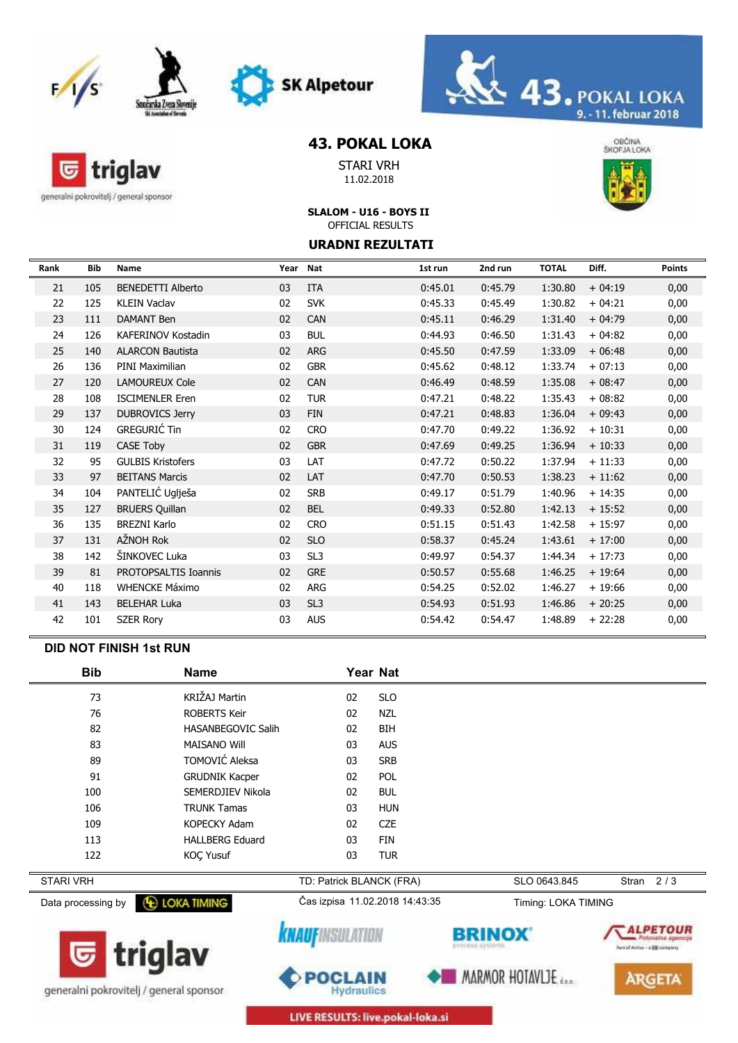# 43. POKAL LOKA

STARI VRH
11.02.2018

**SLALOM - U16 - BOYS II**
OFFICIAL RESULTS

## URADNI REZULTATI

| Rank | Bib | Name | Year | Nat | 1st run | 2nd run | TOTAL | Diff. | Points |
|---|---|---|---|---|---|---|---|---|---|
| 21 | 105 | BENEDETTI Alberto | 03 | ITA | 0:45.01 | 0:45.79 | 1:30.80 | + 04:19 | 0,00 |
| 22 | 125 | KLEIN Vaclav | 02 | SVK | 0:45.33 | 0:45.49 | 1:30.82 | + 04:21 | 0,00 |
| 23 | 111 | DAMANT Ben | 02 | CAN | 0:45.11 | 0:46.29 | 1:31.40 | + 04:79 | 0,00 |
| 24 | 126 | KAFERINOV Kostadin | 03 | BUL | 0:44.93 | 0:46.50 | 1:31.43 | + 04:82 | 0,00 |
| 25 | 140 | ALARCON Bautista | 02 | ARG | 0:45.50 | 0:47.59 | 1:33.09 | + 06:48 | 0,00 |
| 26 | 136 | PINI Maximilian | 02 | GBR | 0:45.62 | 0:48.12 | 1:33.74 | + 07:13 | 0,00 |
| 27 | 120 | LAMOUREUX Cole | 02 | CAN | 0:46.49 | 0:48.59 | 1:35.08 | + 08:47 | 0,00 |
| 28 | 108 | ISCIMENLER Eren | 02 | TUR | 0:47.21 | 0:48.22 | 1:35.43 | + 08:82 | 0,00 |
| 29 | 137 | DUBROVICS Jerry | 03 | FIN | 0:47.21 | 0:48.83 | 1:36.04 | + 09:43 | 0,00 |
| 30 | 124 | GREGURIĆ Tin | 02 | CRO | 0:47.70 | 0:49.22 | 1:36.92 | + 10:31 | 0,00 |
| 31 | 119 | CASE Toby | 02 | GBR | 0:47.69 | 0:49.25 | 1:36.94 | + 10:33 | 0,00 |
| 32 | 95 | GULBIS Kristofers | 03 | LAT | 0:47.72 | 0:50.22 | 1:37.94 | + 11:33 | 0,00 |
| 33 | 97 | BEITANS Marcis | 02 | LAT | 0:47.70 | 0:50.53 | 1:38.23 | + 11:62 | 0,00 |
| 34 | 104 | PANTELIĆ Uglješa | 02 | SRB | 0:49.17 | 0:51.79 | 1:40.96 | + 14:35 | 0,00 |
| 35 | 127 | BRUERS Quillan | 02 | BEL | 0:49.33 | 0:52.80 | 1:42.13 | + 15:52 | 0,00 |
| 36 | 135 | BREZNI Karlo | 02 | CRO | 0:51.15 | 0:51.43 | 1:42.58 | + 15:97 | 0,00 |
| 37 | 131 | AŽNOH Rok | 02 | SLO | 0:58.37 | 0:45.24 | 1:43.61 | + 17:00 | 0,00 |
| 38 | 142 | ŠINKOVEC Luka | 03 | SL3 | 0:49.97 | 0:54.37 | 1:44.34 | + 17:73 | 0,00 |
| 39 | 81 | PROTOPSALTIS Ioannis | 02 | GRE | 0:50.57 | 0:55.68 | 1:46.25 | + 19:64 | 0,00 |
| 40 | 118 | WHENCKE Máximo | 02 | ARG | 0:54.25 | 0:52.02 | 1:46.27 | + 19:66 | 0,00 |
| 41 | 143 | BELEHAR Luka | 03 | SL3 | 0:54.93 | 0:51.93 | 1:46.86 | + 20:25 | 0,00 |
| 42 | 101 | SZER Rory | 03 | AUS | 0:54.42 | 0:54.47 | 1:48.89 | + 22:28 | 0,00 |

### DID NOT FINISH 1st RUN

| Bib | Name | Year | Nat |
|---|---|---|---|
| 73 | KRIŽAJ Martin | 02 | SLO |
| 76 | ROBERTS Keir | 02 | NZL |
| 82 | HASANBEGOVIC Salih | 02 | BIH |
| 83 | MAISANO Will | 03 | AUS |
| 89 | TOMOVIĆ Aleksa | 03 | SRB |
| 91 | GRUDNIK Kacper | 02 | POL |
| 100 | SEMERDJIEV Nikola | 02 | BUL |
| 106 | TRUNK Tamas | 03 | HUN |
| 109 | KOPECKY Adam | 02 | CZE |
| 113 | HALLBERG Eduard | 03 | FIN |
| 122 | KOÇ Yusuf | 03 | TUR |

STARI VRH — TD: Patrick BLANCK (FRA) — SLO 0643.845

Data processing by LOKA TIMING — Čas izpisa 11.02.2018 14:43:35 — Timing: LOKA TIMING

LIVE RESULTS: live.pokal-loka.si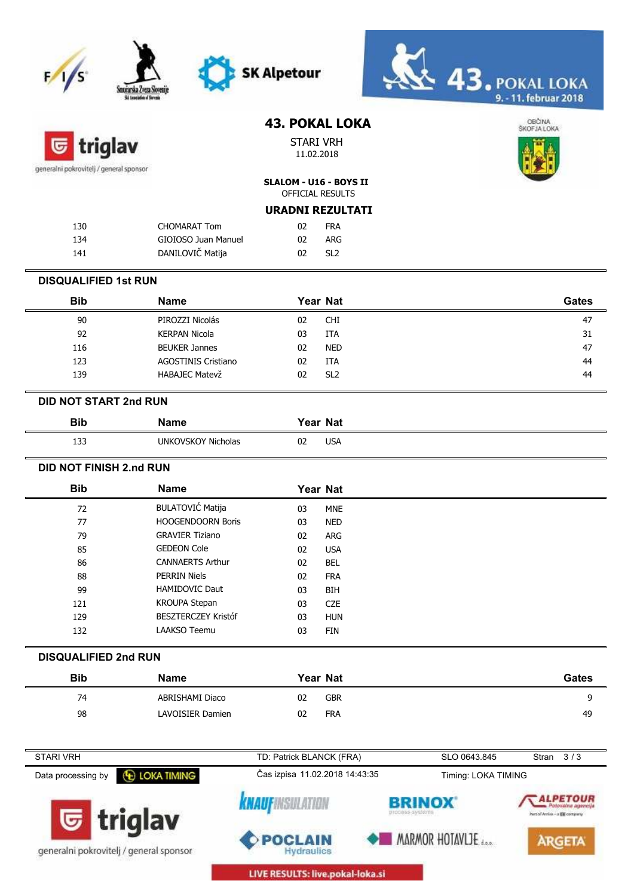# 43. POKAL LOKA

STARI VRH
11.02.2018

**SLALOM - U16 - BOYS II**
OFFICIAL RESULTS

**URADNI REZULTATI**

| | | | |
|---|---|---|---|
| 130 | CHOMARAT Tom | 02 | FRA |
| 134 | GIOIOSO Juan Manuel | 02 | ARG |
| 141 | DANILOVIČ Matija | 02 | SL2 |

## DISQUALIFIED 1st RUN

| Bib | Name | Year | Nat | Gates |
|---|---|---|---|---|
| 90 | PIROZZI Nicolás | 02 | CHI | 47 |
| 92 | KERPAN Nicola | 03 | ITA | 31 |
| 116 | BEUKER Jannes | 02 | NED | 47 |
| 123 | AGOSTINIS Cristiano | 02 | ITA | 44 |
| 139 | HABAJEC Matevž | 02 | SL2 | 44 |

## DID NOT START 2nd RUN

| Bib | Name | Year | Nat |
|---|---|---|---|
| 133 | UNKOVSKOY Nicholas | 02 | USA |

## DID NOT FINISH 2.nd RUN

| Bib | Name | Year | Nat |
|---|---|---|---|
| 72 | BULATOVIĆ Matija | 03 | MNE |
| 77 | HOOGENDOORN Boris | 03 | NED |
| 79 | GRAVIER Tiziano | 02 | ARG |
| 85 | GEDEON Cole | 02 | USA |
| 86 | CANNAERTS Arthur | 02 | BEL |
| 88 | PERRIN Niels | 02 | FRA |
| 99 | HAMIDOVIC Daut | 03 | BIH |
| 121 | KROUPA Stepan | 03 | CZE |
| 129 | BESZTERCZEY Kristóf | 03 | HUN |
| 132 | LAAKSO Teemu | 03 | FIN |

## DISQUALIFIED 2nd RUN

| Bib | Name | Year | Nat | Gates |
|---|---|---|---|---|
| 74 | ABRISHAMI Diaco | 02 | GBR | 9 |
| 98 | LAVOISIER Damien | 02 | FRA | 49 |

STARI VRH | TD: Patrick BLANCK (FRA) | SLO 0643.845

Data processing by LOKA TIMING | Čas izpisa 11.02.2018 14:43:35 | Timing: LOKA TIMING

LIVE RESULTS: live.pokal-loka.si